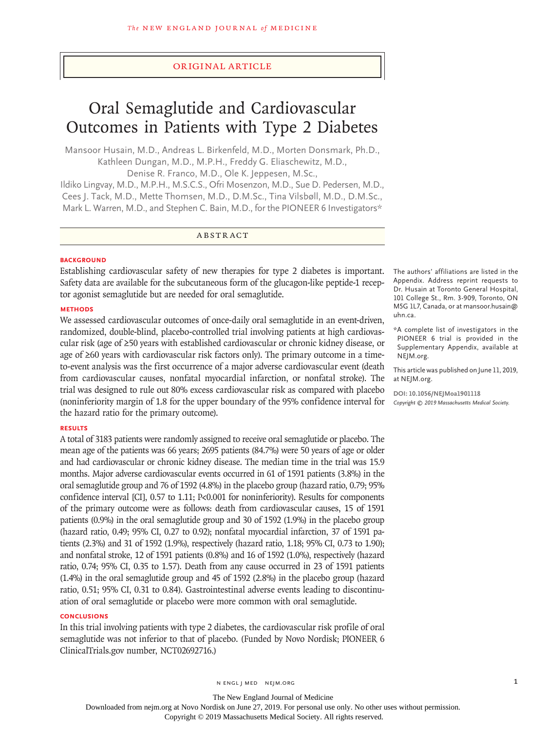ORIGINAL ARTICLE

# Oral Semaglutide and Cardiovascular Outcomes in Patients with Type 2 Diabetes

Mansoor Husain, M.D., Andreas L. Birkenfeld, M.D., Morten Donsmark, Ph.D., Kathleen Dungan, M.D., M.P.H., Freddy G. Eliaschewitz, M.D., Denise R. Franco, M.D., Ole K. Jeppesen, M.Sc., Ildiko Lingvay, M.D., M.P.H., M.S.C.S., Ofri Mosenzon, M.D., Sue D. Pedersen, M.D., Cees J. Tack, M.D., Mette Thomsen, M.D., D.M.Sc., Tina Vilsbøll, M.D., D.M.Sc., Mark L. Warren, M.D., and Stephen C. Bain, M.D., for the PIONEER 6 Investigators*

## ABSTRACT

### BACKGROUND

Establishing cardiovascular safety of new therapies for type 2 diabetes is important. Safety data are available for the subcutaneous form of the glucagon-like peptide-1 receptor agonist semaglutide but are needed for oral semaglutide.

### METHODS

We assessed cardiovascular outcomes of once-daily oral semaglutide in an event-driven, randomized, double-blind, placebo-controlled trial involving patients at high cardiovascular risk (age of ≥50 years with established cardiovascular or chronic kidney disease, or age of ≥60 years with cardiovascular risk factors only). The primary outcome in a time-to-event analysis was the first occurrence of a major adverse cardiovascular event (death from cardiovascular causes, nonfatal myocardial infarction, or nonfatal stroke). The trial was designed to rule out 80% excess cardiovascular risk as compared with placebo (noninferiority margin of 1.8 for the upper boundary of the 95% confidence interval for the hazard ratio for the primary outcome).

### RESULTS

A total of 3183 patients were randomly assigned to receive oral semaglutide or placebo. The mean age of the patients was 66 years; 2695 patients (84.7%) were 50 years of age or older and had cardiovascular or chronic kidney disease. The median time in the trial was 15.9 months. Major adverse cardiovascular events occurred in 61 of 1591 patients (3.8%) in the oral semaglutide group and 76 of 1592 (4.8%) in the placebo group (hazard ratio, 0.79; 95% confidence interval [CI], 0.57 to 1.11; P<0.001 for noninferiority). Results for components of the primary outcome were as follows: death from cardiovascular causes, 15 of 1591 patients (0.9%) in the oral semaglutide group and 30 of 1592 (1.9%) in the placebo group (hazard ratio, 0.49; 95% CI, 0.27 to 0.92); nonfatal myocardial infarction, 37 of 1591 patients (2.3%) and 31 of 1592 (1.9%), respectively (hazard ratio, 1.18; 95% CI, 0.73 to 1.90); and nonfatal stroke, 12 of 1591 patients (0.8%) and 16 of 1592 (1.0%), respectively (hazard ratio, 0.74; 95% CI, 0.35 to 1.57). Death from any cause occurred in 23 of 1591 patients (1.4%) in the oral semaglutide group and 45 of 1592 (2.8%) in the placebo group (hazard ratio, 0.51; 95% CI, 0.31 to 0.84). Gastrointestinal adverse events leading to discontinuation of oral semaglutide or placebo were more common with oral semaglutide.

### CONCLUSIONS

In this trial involving patients with type 2 diabetes, the cardiovascular risk profile of oral semaglutide was not inferior to that of placebo. (Funded by Novo Nordisk; PIONEER 6 ClinicalTrials.gov number, NCT02692716.)

The authors' affiliations are listed in the Appendix. Address reprint requests to Dr. Husain at Toronto General Hospital, 101 College St., Rm. 3-909, Toronto, ON M5G 1L7, Canada, or at mansoor.husain@uhn.ca.

*A complete list of investigators in the PIONEER 6 trial is provided in the Supplementary Appendix, available at NEJM.org.

This article was published on June 11, 2019, at NEJM.org.

DOI: 10.1056/NEJMoa1901118

*Copyright © 2019 Massachusetts Medical Society.*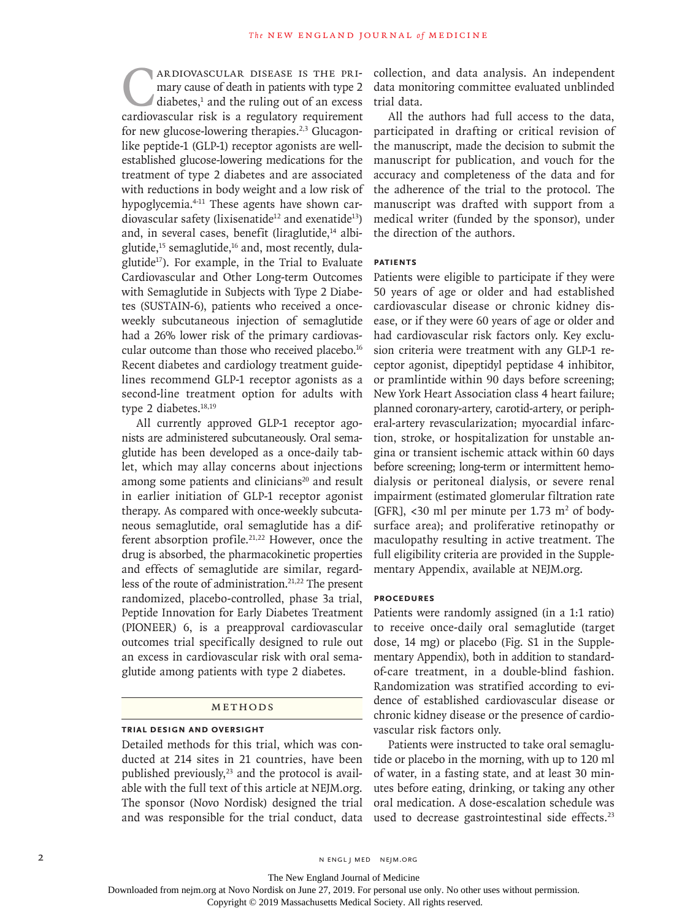Cardiovascular disease is the primary cause of death in patients with type 2 diabetes,[1] and the ruling out of an excess cardiovascular risk is a regulatory requirement for new glucose-lowering therapies.[2,3] Glucagon-like peptide-1 (GLP-1) receptor agonists are well-established glucose-lowering medications for the treatment of type 2 diabetes and are associated with reductions in body weight and a low risk of hypoglycemia.[4-11] These agents have shown cardiovascular safety (lixisenatide[12] and exenatide[13]) and, in several cases, benefit (liraglutide,[14] albiglutide,[15] semaglutide,[16] and, most recently, dulaglutide[17]). For example, in the Trial to Evaluate Cardiovascular and Other Long-term Outcomes with Semaglutide in Subjects with Type 2 Diabetes (SUSTAIN-6), patients who received a once-weekly subcutaneous injection of semaglutide had a 26% lower risk of the primary cardiovascular outcome than those who received placebo.[16] Recent diabetes and cardiology treatment guidelines recommend GLP-1 receptor agonists as a second-line treatment option for adults with type 2 diabetes.[18,19]

All currently approved GLP-1 receptor agonists are administered subcutaneously. Oral semaglutide has been developed as a once-daily tablet, which may allay concerns about injections among some patients and clinicians[20] and result in earlier initiation of GLP-1 receptor agonist therapy. As compared with once-weekly subcutaneous semaglutide, oral semaglutide has a different absorption profile.[21,22] However, once the drug is absorbed, the pharmacokinetic properties and effects of semaglutide are similar, regardless of the route of administration.[21,22] The present randomized, placebo-controlled, phase 3a trial, Peptide Innovation for Early Diabetes Treatment (PIONEER) 6, is a preapproval cardiovascular outcomes trial specifically designed to rule out an excess in cardiovascular risk with oral semaglutide among patients with type 2 diabetes.

## Methods

### Trial Design and Oversight

Detailed methods for this trial, which was conducted at 214 sites in 21 countries, have been published previously,[23] and the protocol is available with the full text of this article at NEJM.org. The sponsor (Novo Nordisk) designed the trial and was responsible for the trial conduct, data collection, and data analysis. An independent data monitoring committee evaluated unblinded trial data.

All the authors had full access to the data, participated in drafting or critical revision of the manuscript, made the decision to submit the manuscript for publication, and vouch for the accuracy and completeness of the data and for the adherence of the trial to the protocol. The manuscript was drafted with support from a medical writer (funded by the sponsor), under the direction of the authors.

### Patients

Patients were eligible to participate if they were 50 years of age or older and had established cardiovascular disease or chronic kidney disease, or if they were 60 years of age or older and had cardiovascular risk factors only. Key exclusion criteria were treatment with any GLP-1 receptor agonist, dipeptidyl peptidase 4 inhibitor, or pramlintide within 90 days before screening; New York Heart Association class 4 heart failure; planned coronary-artery, carotid-artery, or peripheral-artery revascularization; myocardial infarction, stroke, or hospitalization for unstable angina or transient ischemic attack within 60 days before screening; long-term or intermittent hemodialysis or peritoneal dialysis, or severe renal impairment (estimated glomerular filtration rate [GFR], <30 ml per minute per 1.73 $m^2$ of body-surface area); and proliferative retinopathy or maculopathy resulting in active treatment. The full eligibility criteria are provided in the Supplementary Appendix, available at NEJM.org.

### Procedures

Patients were randomly assigned (in a 1:1 ratio) to receive once-daily oral semaglutide (target dose, 14 mg) or placebo (Fig. S1 in the Supplementary Appendix), both in addition to standard-of-care treatment, in a double-blind fashion. Randomization was stratified according to evidence of established cardiovascular disease or chronic kidney disease or the presence of cardiovascular risk factors only.

Patients were instructed to take oral semaglutide or placebo in the morning, with up to 120 ml of water, in a fasting state, and at least 30 minutes before eating, drinking, or taking any other oral medication. A dose-escalation schedule was used to decrease gastrointestinal side effects.[23]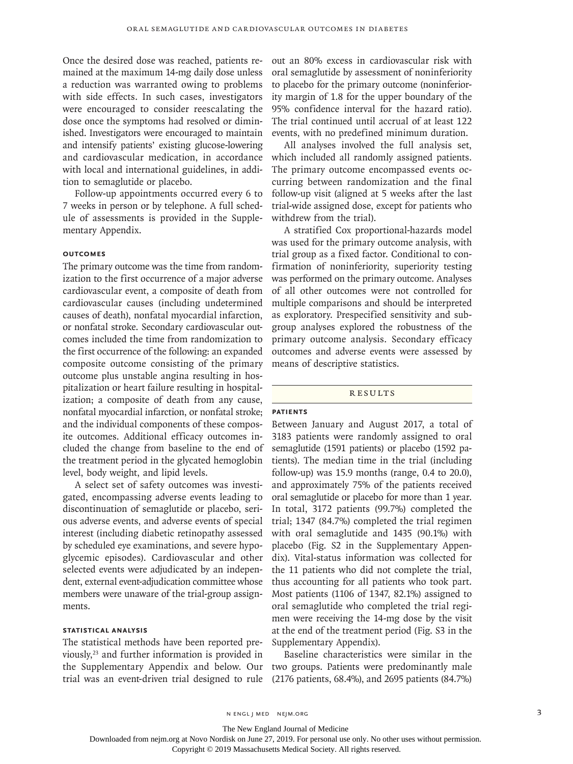Once the desired dose was reached, patients remained at the maximum 14-mg daily dose unless a reduction was warranted owing to problems with side effects. In such cases, investigators were encouraged to consider reescalating the dose once the symptoms had resolved or diminished. Investigators were encouraged to maintain and intensify patients' existing glucose-lowering and cardiovascular medication, in accordance with local and international guidelines, in addition to semaglutide or placebo.

Follow-up appointments occurred every 6 to 7 weeks in person or by telephone. A full schedule of assessments is provided in the Supplementary Appendix.

### Outcomes

The primary outcome was the time from randomization to the first occurrence of a major adverse cardiovascular event, a composite of death from cardiovascular causes (including undetermined causes of death), nonfatal myocardial infarction, or nonfatal stroke. Secondary cardiovascular outcomes included the time from randomization to the first occurrence of the following: an expanded composite outcome consisting of the primary outcome plus unstable angina resulting in hospitalization or heart failure resulting in hospitalization; a composite of death from any cause, nonfatal myocardial infarction, or nonfatal stroke; and the individual components of these composite outcomes. Additional efficacy outcomes included the change from baseline to the end of the treatment period in the glycated hemoglobin level, body weight, and lipid levels.

A select set of safety outcomes was investigated, encompassing adverse events leading to discontinuation of semaglutide or placebo, serious adverse events, and adverse events of special interest (including diabetic retinopathy assessed by scheduled eye examinations, and severe hypoglycemic episodes). Cardiovascular and other selected events were adjudicated by an independent, external event-adjudication committee whose members were unaware of the trial-group assignments.

### Statistical Analysis

The statistical methods have been reported previously,[23] and further information is provided in the Supplementary Appendix and below. Our trial was an event-driven trial designed to rule out an 80% excess in cardiovascular risk with oral semaglutide by assessment of noninferiority to placebo for the primary outcome (noninferiority margin of 1.8 for the upper boundary of the 95% confidence interval for the hazard ratio). The trial continued until accrual of at least 122 events, with no predefined minimum duration.

All analyses involved the full analysis set, which included all randomly assigned patients. The primary outcome encompassed events occurring between randomization and the final follow-up visit (aligned at 5 weeks after the last trial-wide assigned dose, except for patients who withdrew from the trial).

A stratified Cox proportional-hazards model was used for the primary outcome analysis, with trial group as a fixed factor. Conditional to confirmation of noninferiority, superiority testing was performed on the primary outcome. Analyses of all other outcomes were not controlled for multiple comparisons and should be interpreted as exploratory. Prespecified sensitivity and subgroup analyses explored the robustness of the primary outcome analysis. Secondary efficacy outcomes and adverse events were assessed by means of descriptive statistics.

## Results

### Patients

Between January and August 2017, a total of 3183 patients were randomly assigned to oral semaglutide (1591 patients) or placebo (1592 patients). The median time in the trial (including follow-up) was 15.9 months (range, 0.4 to 20.0), and approximately 75% of the patients received oral semaglutide or placebo for more than 1 year. In total, 3172 patients (99.7%) completed the trial; 1347 (84.7%) completed the trial regimen with oral semaglutide and 1435 (90.1%) with placebo (Fig. S2 in the Supplementary Appendix). Vital-status information was collected for the 11 patients who did not complete the trial, thus accounting for all patients who took part. Most patients (1106 of 1347, 82.1%) assigned to oral semaglutide who completed the trial regimen were receiving the 14-mg dose by the visit at the end of the treatment period (Fig. S3 in the Supplementary Appendix).

Baseline characteristics were similar in the two groups. Patients were predominantly male (2176 patients, 68.4%), and 2695 patients (84.7%)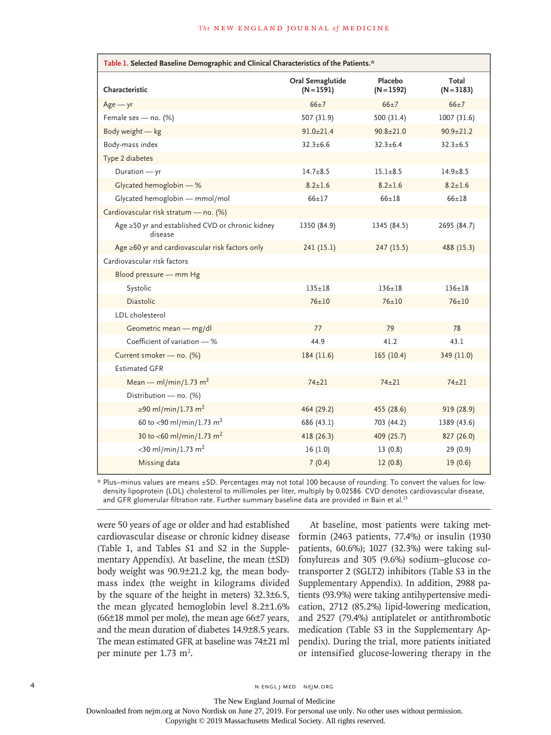**Table 1. Selected Baseline Demographic and Clinical Characteristics of the Patients.***

| Characteristic | Oral Semaglutide (N=1591) | Placebo (N=1592) | Total (N=3183) |
|---|---|---|---|
| Age — yr | 66±7 | 66±7 | 66±7 |
| Female sex — no. (%) | 507 (31.9) | 500 (31.4) | 1007 (31.6) |
| Body weight — kg | 91.0±21.4 | 90.8±21.0 | 90.9±21.2 |
| Body-mass index | 32.3±6.6 | 32.3±6.4 | 32.3±6.5 |
| Type 2 diabetes | | | |
| Duration — yr | 14.7±8.5 | 15.1±8.5 | 14.9±8.5 |
| Glycated hemoglobin — % | 8.2±1.6 | 8.2±1.6 | 8.2±1.6 |
| Glycated hemoglobin — mmol/mol | 66±17 | 66±18 | 66±18 |
| Cardiovascular risk stratum — no. (%) | | | |
| Age ≥50 yr and established CVD or chronic kidney disease | 1350 (84.9) | 1345 (84.5) | 2695 (84.7) |
| Age ≥60 yr and cardiovascular risk factors only | 241 (15.1) | 247 (15.5) | 488 (15.3) |
| Cardiovascular risk factors | | | |
| Blood pressure — mm Hg | | | |
| Systolic | 135±18 | 136±18 | 136±18 |
| Diastolic | 76±10 | 76±10 | 76±10 |
| LDL cholesterol | | | |
| Geometric mean — mg/dl | 77 | 79 | 78 |
| Coefficient of variation — % | 44.9 | 41.2 | 43.1 |
| Current smoker — no. (%) | 184 (11.6) | 165 (10.4) | 349 (11.0) |
| Estimated GFR | | | |
| Mean — ml/min/1.73 $m^2$ | 74±21 | 74±21 | 74±21 |
| Distribution — no. (%) | | | |
| ≥90 ml/min/1.73 $m^2$ | 464 (29.2) | 455 (28.6) | 919 (28.9) |
| 60 to <90 ml/min/1.73 $m^2$ | 686 (43.1) | 703 (44.2) | 1389 (43.6) |
| 30 to <60 ml/min/1.73 $m^2$ | 418 (26.3) | 409 (25.7) | 827 (26.0) |
| <30 ml/min/1.73 $m^2$ | 16 (1.0) | 13 (0.8) | 29 (0.9) |
| Missing data | 7 (0.4) | 12 (0.8) | 19 (0.6) |

\* Plus–minus values are means ±SD. Percentages may not total 100 because of rounding. To convert the values for low-density lipoprotein (LDL) cholesterol to millimoles per liter, multiply by 0.02586. CVD denotes cardiovascular disease, and GFR glomerular filtration rate. Further summary baseline data are provided in Bain et al.[23]

were 50 years of age or older and had established cardiovascular disease or chronic kidney disease (Table 1, and Tables S1 and S2 in the Supplementary Appendix). At baseline, the mean (±SD) body weight was 90.9±21.2 kg, the mean body-mass index (the weight in kilograms divided by the square of the height in meters) 32.3±6.5, the mean glycated hemoglobin level 8.2±1.6% (66±18 mmol per mole), the mean age 66±7 years, and the mean duration of diabetes 14.9±8.5 years. The mean estimated GFR at baseline was 74±21 ml per minute per 1.73 $m^2$.

At baseline, most patients were taking metformin (2463 patients, 77.4%) or insulin (1930 patients, 60.6%); 1027 (32.3%) were taking sulfonylureas and 305 (9.6%) sodium–glucose cotransporter 2 (SGLT2) inhibitors (Table S3 in the Supplementary Appendix). In addition, 2988 patients (93.9%) were taking antihypertensive medication, 2712 (85.2%) lipid-lowering medication, and 2527 (79.4%) antiplatelet or antithrombotic medication (Table S3 in the Supplementary Appendix). During the trial, more patients initiated or intensified glucose-lowering therapy in the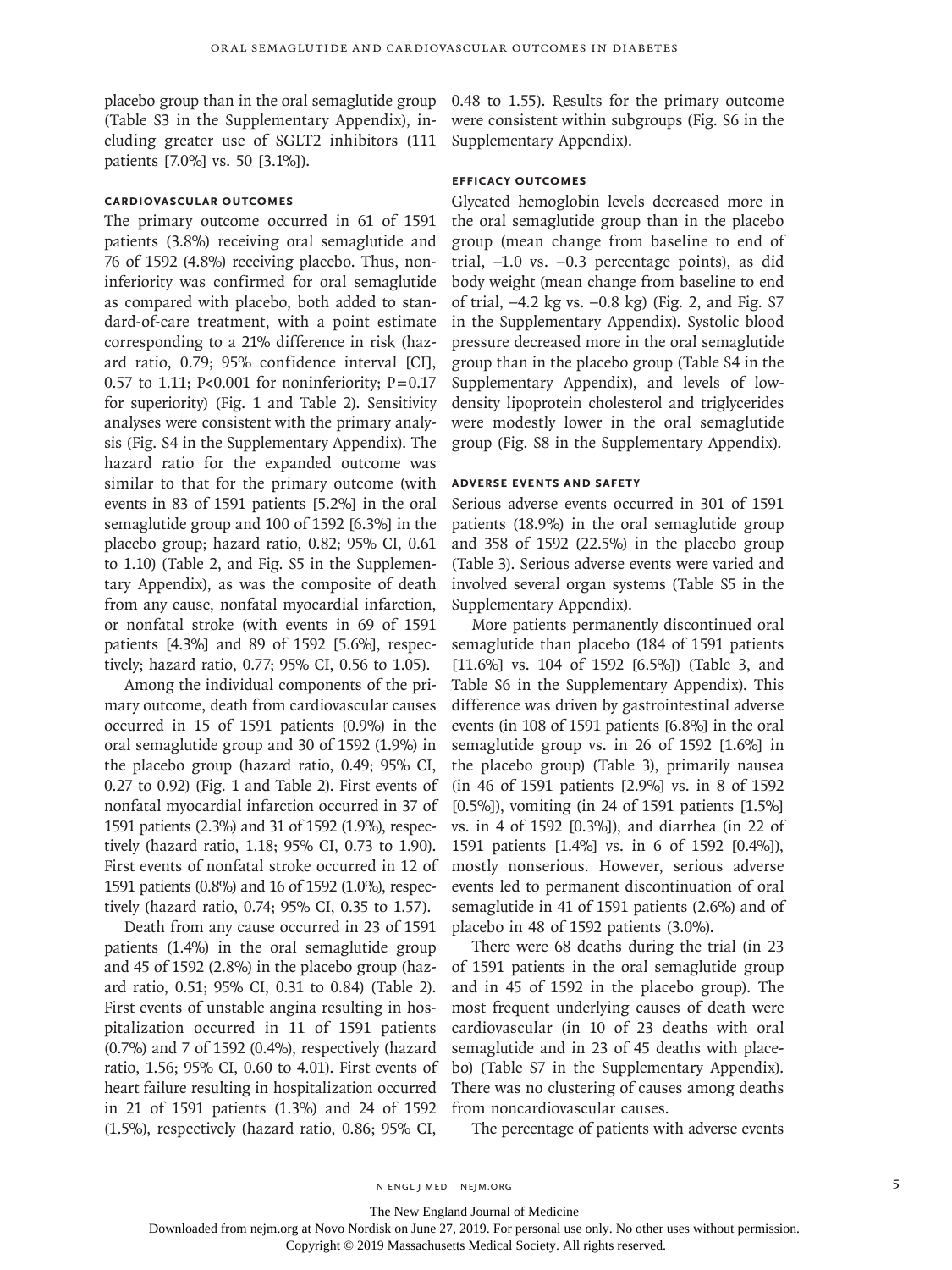placebo group than in the oral semaglutide group (Table S3 in the Supplementary Appendix), including greater use of SGLT2 inhibitors (111 patients [7.0%] vs. 50 [3.1%]).

### Cardiovascular Outcomes

The primary outcome occurred in 61 of 1591 patients (3.8%) receiving oral semaglutide and 76 of 1592 (4.8%) receiving placebo. Thus, noninferiority was confirmed for oral semaglutide as compared with placebo, both added to standard-of-care treatment, with a point estimate corresponding to a 21% difference in risk (hazard ratio, 0.79; 95% confidence interval [CI], 0.57 to 1.11; P<0.001 for noninferiority; P=0.17 for superiority) (Fig. 1 and Table 2). Sensitivity analyses were consistent with the primary analysis (Fig. S4 in the Supplementary Appendix). The hazard ratio for the expanded outcome was similar to that for the primary outcome (with events in 83 of 1591 patients [5.2%] in the oral semaglutide group and 100 of 1592 [6.3%] in the placebo group; hazard ratio, 0.82; 95% CI, 0.61 to 1.10) (Table 2, and Fig. S5 in the Supplementary Appendix), as was the composite of death from any cause, nonfatal myocardial infarction, or nonfatal stroke (with events in 69 of 1591 patients [4.3%] and 89 of 1592 [5.6%], respectively; hazard ratio, 0.77; 95% CI, 0.56 to 1.05).

Among the individual components of the primary outcome, death from cardiovascular causes occurred in 15 of 1591 patients (0.9%) in the oral semaglutide group and 30 of 1592 (1.9%) in the placebo group (hazard ratio, 0.49; 95% CI, 0.27 to 0.92) (Fig. 1 and Table 2). First events of nonfatal myocardial infarction occurred in 37 of 1591 patients (2.3%) and 31 of 1592 (1.9%), respectively (hazard ratio, 1.18; 95% CI, 0.73 to 1.90). First events of nonfatal stroke occurred in 12 of 1591 patients (0.8%) and 16 of 1592 (1.0%), respectively (hazard ratio, 0.74; 95% CI, 0.35 to 1.57).

Death from any cause occurred in 23 of 1591 patients (1.4%) in the oral semaglutide group and 45 of 1592 (2.8%) in the placebo group (hazard ratio, 0.51; 95% CI, 0.31 to 0.84) (Table 2). First events of unstable angina resulting in hospitalization occurred in 11 of 1591 patients (0.7%) and 7 of 1592 (0.4%), respectively (hazard ratio, 1.56; 95% CI, 0.60 to 4.01). First events of heart failure resulting in hospitalization occurred in 21 of 1591 patients (1.3%) and 24 of 1592 (1.5%), respectively (hazard ratio, 0.86; 95% CI, 0.48 to 1.55). Results for the primary outcome were consistent within subgroups (Fig. S6 in the Supplementary Appendix).

### Efficacy Outcomes

Glycated hemoglobin levels decreased more in the oral semaglutide group than in the placebo group (mean change from baseline to end of trial, −1.0 vs. −0.3 percentage points), as did body weight (mean change from baseline to end of trial, −4.2 kg vs. −0.8 kg) (Fig. 2, and Fig. S7 in the Supplementary Appendix). Systolic blood pressure decreased more in the oral semaglutide group than in the placebo group (Table S4 in the Supplementary Appendix), and levels of low-density lipoprotein cholesterol and triglycerides were modestly lower in the oral semaglutide group (Fig. S8 in the Supplementary Appendix).

### Adverse Events and Safety

Serious adverse events occurred in 301 of 1591 patients (18.9%) in the oral semaglutide group and 358 of 1592 (22.5%) in the placebo group (Table 3). Serious adverse events were varied and involved several organ systems (Table S5 in the Supplementary Appendix).

More patients permanently discontinued oral semaglutide than placebo (184 of 1591 patients [11.6%] vs. 104 of 1592 [6.5%]) (Table 3, and Table S6 in the Supplementary Appendix). This difference was driven by gastrointestinal adverse events (in 108 of 1591 patients [6.8%] in the oral semaglutide group vs. in 26 of 1592 [1.6%] in the placebo group) (Table 3), primarily nausea (in 46 of 1591 patients [2.9%] vs. in 8 of 1592 [0.5%]), vomiting (in 24 of 1591 patients [1.5%] vs. in 4 of 1592 [0.3%]), and diarrhea (in 22 of 1591 patients [1.4%] vs. in 6 of 1592 [0.4%]), mostly nonserious. However, serious adverse events led to permanent discontinuation of oral semaglutide in 41 of 1591 patients (2.6%) and of placebo in 48 of 1592 patients (3.0%).

There were 68 deaths during the trial (in 23 of 1591 patients in the oral semaglutide group and in 45 of 1592 in the placebo group). The most frequent underlying causes of death were cardiovascular (in 10 of 23 deaths with oral semaglutide and in 23 of 45 deaths with placebo) (Table S7 in the Supplementary Appendix). There was no clustering of causes among deaths from noncardiovascular causes.

The percentage of patients with adverse events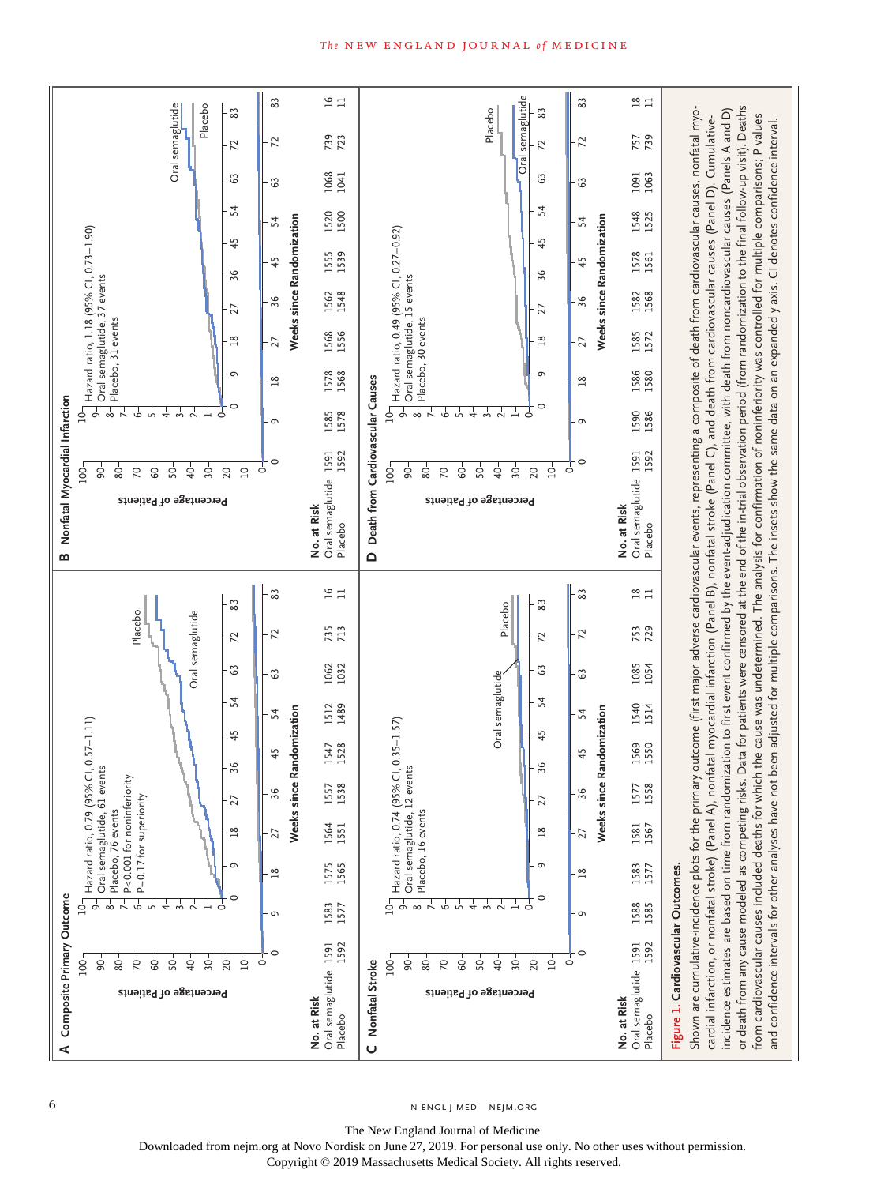**Figure 1. Cardiovascular Outcomes.**

Shown are cumulative-incidence plots for the primary outcome (first major adverse cardiovascular events, representing a composite of death from cardiovascular causes, nonfatal myocardial infarction, or nonfatal stroke) (Panel A), nonfatal myocardial infarction (Panel B), nonfatal stroke (Panel C), and death from cardiovascular causes (Panel D). Cumulative-incidence estimates are based on time from randomization to first event confirmed by the event-adjudication committee, with death from noncardiovascular causes (Panels A and D) or death from any cause modeled as competing risks. Data for patients were censored at the end of the in-trial observation period (from randomization to the final follow-up visit). Deaths from cardiovascular causes included deaths for which the cause was undetermined. The analysis for confirmation of noninferiority was controlled for multiple comparisons; P values and confidence intervals for other analyses have not been adjusted for multiple comparisons. The insets show the same data on an expanded y axis. CI denotes confidence interval.

**A Composite Primary Outcome**

Hazard ratio, 0.79 (95% CI, 0.57–1.11)
Oral semaglutide, 61 events
Placebo, 76 events
P<0.001 for noninferiority
P=0.17 for superiority

| No. at Risk | 0 | 9 | 18 | 27 | 36 | 45 | 54 | 63 | 72 | 83 |
|---|---|---|---|---|---|---|---|---|---|---|
| Oral semaglutide | 1591 | 1583 | 1575 | 1564 | 1557 | 1547 | 1512 | 1062 | 735 | 16 |
| Placebo | 1592 | 1577 | 1565 | 1551 | 1538 | 1528 | 1489 | 1032 | 713 | 11 |

**B Nonfatal Myocardial Infarction**

Hazard ratio, 1.18 (95% CI, 0.73–1.90)
Oral semaglutide, 37 events
Placebo, 31 events

| No. at Risk | 0 | 9 | 18 | 27 | 36 | 45 | 54 | 63 | 72 | 83 |
|---|---|---|---|---|---|---|---|---|---|---|
| Oral semaglutide | 1591 | 1585 | 1578 | 1568 | 1562 | 1555 | 1520 | 1068 | 739 | 16 |
| Placebo | 1592 | 1578 | 1568 | 1556 | 1548 | 1539 | 1500 | 1041 | 723 | 11 |

**C Nonfatal Stroke**

Hazard ratio, 0.74 (95% CI, 0.35–1.57)
Oral semaglutide, 12 events
Placebo, 16 events

| No. at Risk | 0 | 9 | 18 | 27 | 36 | 45 | 54 | 63 | 72 | 83 |
|---|---|---|---|---|---|---|---|---|---|---|
| Oral semaglutide | 1591 | 1588 | 1583 | 1581 | 1577 | 1569 | 1540 | 1085 | 753 | 18 |
| Placebo | 1592 | 1585 | 1577 | 1567 | 1558 | 1550 | 1514 | 1054 | 729 | 11 |

**D Death from Cardiovascular Causes**

Hazard ratio, 0.49 (95% CI, 0.27–0.92)
Oral semaglutide, 15 events
Placebo, 30 events

| No. at Risk | 0 | 9 | 18 | 27 | 36 | 45 | 54 | 63 | 72 | 83 |
|---|---|---|---|---|---|---|---|---|---|---|
| Oral semaglutide | 1591 | 1590 | 1586 | 1585 | 1582 | 1578 | 1548 | 1091 | 757 | 18 |
| Placebo | 1592 | 1586 | 1580 | 1572 | 1568 | 1561 | 1525 | 1063 | 739 | 11 |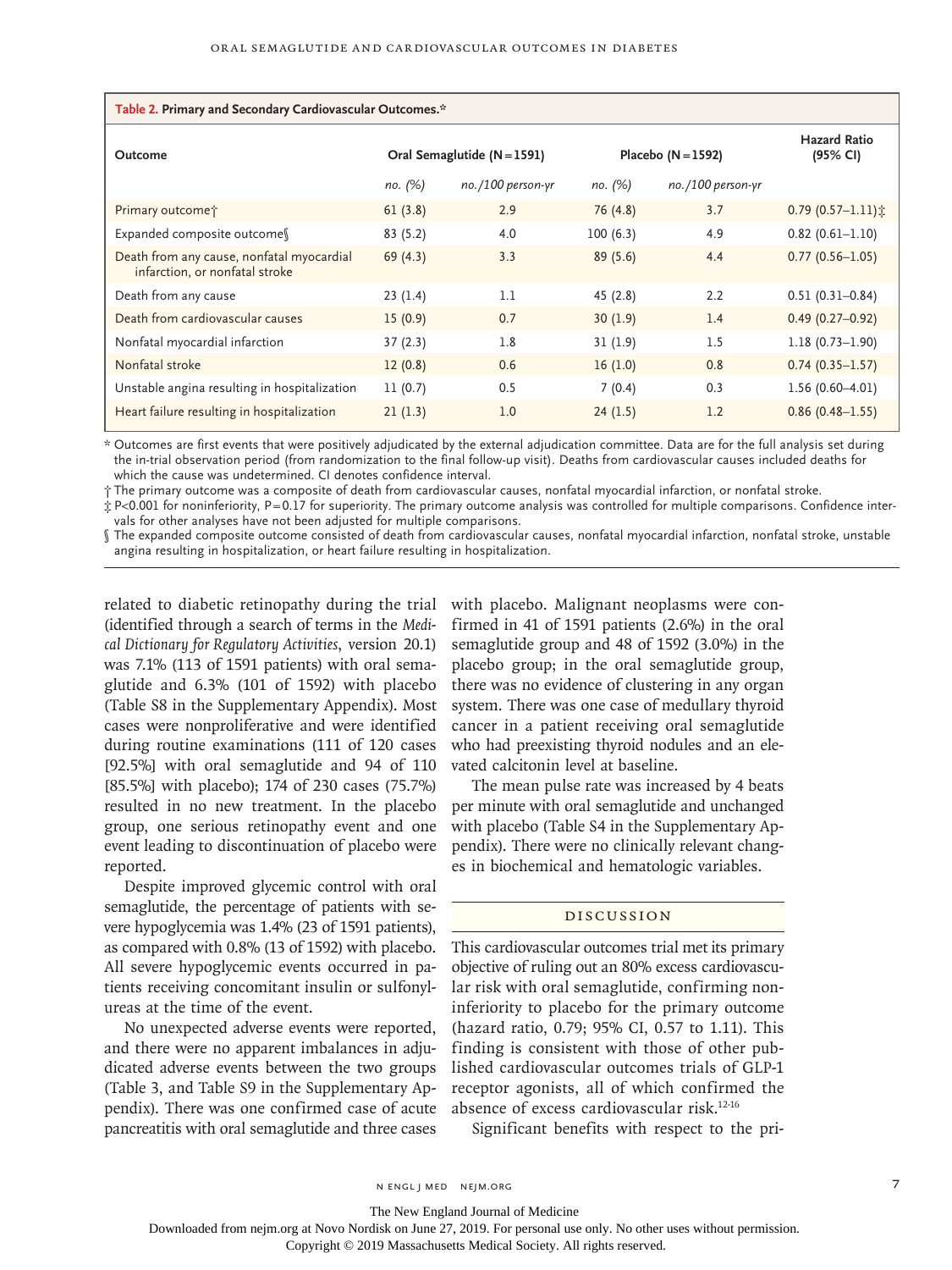**Table 2. Primary and Secondary Cardiovascular Outcomes.***

| Outcome | Oral Semaglutide (N=1591) | | Placebo (N=1592) | | Hazard Ratio (95% CI) |
|---|---|---|---|---|---|
| | *no. (%)* | *no./100 person-yr* | *no. (%)* | *no./100 person-yr* | |
| Primary outcome† | 61 (3.8) | 2.9 | 76 (4.8) | 3.7 | 0.79 (0.57–1.11)‡ |
| Expanded composite outcome§ | 83 (5.2) | 4.0 | 100 (6.3) | 4.9 | 0.82 (0.61–1.10) |
| Death from any cause, nonfatal myocardial infarction, or nonfatal stroke | 69 (4.3) | 3.3 | 89 (5.6) | 4.4 | 0.77 (0.56–1.05) |
| Death from any cause | 23 (1.4) | 1.1 | 45 (2.8) | 2.2 | 0.51 (0.31–0.84) |
| Death from cardiovascular causes | 15 (0.9) | 0.7 | 30 (1.9) | 1.4 | 0.49 (0.27–0.92) |
| Nonfatal myocardial infarction | 37 (2.3) | 1.8 | 31 (1.9) | 1.5 | 1.18 (0.73–1.90) |
| Nonfatal stroke | 12 (0.8) | 0.6 | 16 (1.0) | 0.8 | 0.74 (0.35–1.57) |
| Unstable angina resulting in hospitalization | 11 (0.7) | 0.5 | 7 (0.4) | 0.3 | 1.56 (0.60–4.01) |
| Heart failure resulting in hospitalization | 21 (1.3) | 1.0 | 24 (1.5) | 1.2 | 0.86 (0.48–1.55) |

\* Outcomes are first events that were positively adjudicated by the external adjudication committee. Data are for the full analysis set during the in-trial observation period (from randomization to the final follow-up visit). Deaths from cardiovascular causes included deaths for which the cause was undetermined. CI denotes confidence interval.

† The primary outcome was a composite of death from cardiovascular causes, nonfatal myocardial infarction, or nonfatal stroke.

‡ P<0.001 for noninferiority, P=0.17 for superiority. The primary outcome analysis was controlled for multiple comparisons. Confidence intervals for other analyses have not been adjusted for multiple comparisons.

§ The expanded composite outcome consisted of death from cardiovascular causes, nonfatal myocardial infarction, nonfatal stroke, unstable angina resulting in hospitalization, or heart failure resulting in hospitalization.

related to diabetic retinopathy during the trial (identified through a search of terms in the *Medical Dictionary for Regulatory Activities*, version 20.1) was 7.1% (113 of 1591 patients) with oral semaglutide and 6.3% (101 of 1592) with placebo (Table S8 in the Supplementary Appendix). Most cases were nonproliferative and were identified during routine examinations (111 of 120 cases [92.5%] with oral semaglutide and 94 of 110 [85.5%] with placebo); 174 of 230 cases (75.7%) resulted in no new treatment. In the placebo group, one serious retinopathy event and one event leading to discontinuation of placebo were reported.

Despite improved glycemic control with oral semaglutide, the percentage of patients with severe hypoglycemia was 1.4% (23 of 1591 patients), as compared with 0.8% (13 of 1592) with placebo. All severe hypoglycemic events occurred in patients receiving concomitant insulin or sulfonylureas at the time of the event.

No unexpected adverse events were reported, and there were no apparent imbalances in adjudicated adverse events between the two groups (Table 3, and Table S9 in the Supplementary Appendix). There was one confirmed case of acute pancreatitis with oral semaglutide and three cases with placebo. Malignant neoplasms were confirmed in 41 of 1591 patients (2.6%) in the oral semaglutide group and 48 of 1592 (3.0%) in the placebo group; in the oral semaglutide group, there was no evidence of clustering in any organ system. There was one case of medullary thyroid cancer in a patient receiving oral semaglutide who had preexisting thyroid nodules and an elevated calcitonin level at baseline.

The mean pulse rate was increased by 4 beats per minute with oral semaglutide and unchanged with placebo (Table S4 in the Supplementary Appendix). There were no clinically relevant changes in biochemical and hematologic variables.

## Discussion

This cardiovascular outcomes trial met its primary objective of ruling out an 80% excess cardiovascular risk with oral semaglutide, confirming noninferiority to placebo for the primary outcome (hazard ratio, 0.79; 95% CI, 0.57 to 1.11). This finding is consistent with those of other published cardiovascular outcomes trials of GLP-1 receptor agonists, all of which confirmed the absence of excess cardiovascular risk.[12-16]

Significant benefits with respect to the pri-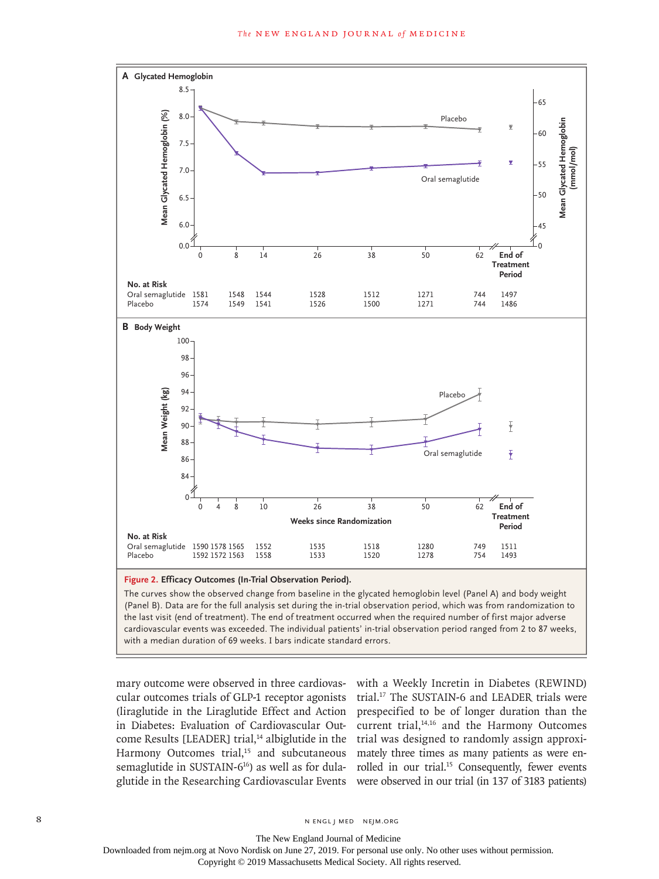**Figure 2. Efficacy Outcomes (In-Trial Observation Period).**

The curves show the observed change from baseline in the glycated hemoglobin level (Panel A) and body weight (Panel B). Data are for the full analysis set during the in-trial observation period, which was from randomization to the last visit (end of treatment). The end of treatment occurred when the required number of first major adverse cardiovascular events was exceeded. The individual patients' in-trial observation period ranged from 2 to 87 weeks, with a median duration of 69 weeks. I bars indicate standard errors.

mary outcome were observed in three cardiovascular outcomes trials of GLP-1 receptor agonists (liraglutide in the Liraglutide Effect and Action in Diabetes: Evaluation of Cardiovascular Outcome Results [LEADER] trial,[14] albiglutide in the Harmony Outcomes trial,[15] and subcutaneous semaglutide in SUSTAIN-6[16]) as well as for dulaglutide in the Researching Cardiovascular Events with a Weekly Incretin in Diabetes (REWIND) trial.[17] The SUSTAIN-6 and LEADER trials were prespecified to be of longer duration than the current trial,[14,16] and the Harmony Outcomes trial was designed to randomly assign approximately three times as many patients as were enrolled in our trial.[15] Consequently, fewer events were observed in our trial (in 137 of 3183 patients)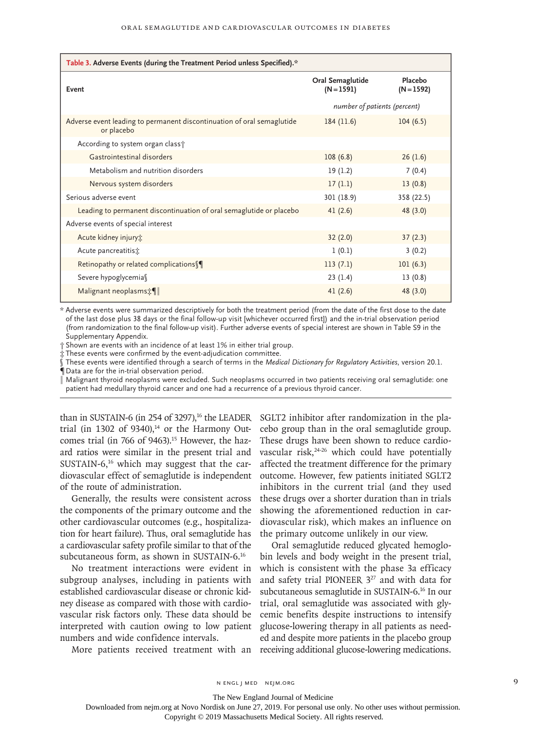**Table 3. Adverse Events (during the Treatment Period unless Specified).***

| Event | Oral Semaglutide (N = 1591) | Placebo (N = 1592) |
|---|---|---|
| | *number of patients (percent)* | |
| Adverse event leading to permanent discontinuation of oral semaglutide or placebo | 184 (11.6) | 104 (6.5) |
| According to system organ class† | | |
| Gastrointestinal disorders | 108 (6.8) | 26 (1.6) |
| Metabolism and nutrition disorders | 19 (1.2) | 7 (0.4) |
| Nervous system disorders | 17 (1.1) | 13 (0.8) |
| Serious adverse event | 301 (18.9) | 358 (22.5) |
| Leading to permanent discontinuation of oral semaglutide or placebo | 41 (2.6) | 48 (3.0) |
| Adverse events of special interest | | |
| Acute kidney injury‡ | 32 (2.0) | 37 (2.3) |
| Acute pancreatitis‡ | 1 (0.1) | 3 (0.2) |
| Retinopathy or related complications§¶ | 113 (7.1) | 101 (6.3) |
| Severe hypoglycemia§ | 23 (1.4) | 13 (0.8) |
| Malignant neoplasms‡¶‖ | 41 (2.6) | 48 (3.0) |

\* Adverse events were summarized descriptively for both the treatment period (from the date of the first dose to the date of the last dose plus 38 days or the final follow-up visit [whichever occurred first]) and the in-trial observation period (from randomization to the final follow-up visit). Further adverse events of special interest are shown in Table S9 in the Supplementary Appendix.

† Shown are events with an incidence of at least 1% in either trial group.

‡ These events were confirmed by the event-adjudication committee.

§ These events were identified through a search of terms in the *Medical Dictionary for Regulatory Activities*, version 20.1.

¶ Data are for the in-trial observation period.

‖ Malignant thyroid neoplasms were excluded. Such neoplasms occurred in two patients receiving oral semaglutide: one patient had medullary thyroid cancer and one had a recurrence of a previous thyroid cancer.

than in SUSTAIN-6 (in 254 of 3297),[16] the LEADER trial (in 1302 of 9340),[14] or the Harmony Outcomes trial (in 766 of 9463).[15] However, the hazard ratios were similar in the present trial and SUSTAIN-6,[16] which may suggest that the cardiovascular effect of semaglutide is independent of the route of administration.

Generally, the results were consistent across the components of the primary outcome and the other cardiovascular outcomes (e.g., hospitalization for heart failure). Thus, oral semaglutide has a cardiovascular safety profile similar to that of the subcutaneous form, as shown in SUSTAIN-6.[16]

No treatment interactions were evident in subgroup analyses, including in patients with established cardiovascular disease or chronic kidney disease as compared with those with cardiovascular risk factors only. These data should be interpreted with caution owing to low patient numbers and wide confidence intervals.

More patients received treatment with an SGLT2 inhibitor after randomization in the placebo group than in the oral semaglutide group. These drugs have been shown to reduce cardiovascular risk,[24-26] which could have potentially affected the treatment difference for the primary outcome. However, few patients initiated SGLT2 inhibitors in the current trial (and they used these drugs over a shorter duration than in trials showing the aforementioned reduction in cardiovascular risk), which makes an influence on the primary outcome unlikely in our view.

Oral semaglutide reduced glycated hemoglobin levels and body weight in the present trial, which is consistent with the phase 3a efficacy and safety trial PIONEER 3[27] and with data for subcutaneous semaglutide in SUSTAIN-6.[16] In our trial, oral semaglutide was associated with glycemic benefits despite instructions to intensify glucose-lowering therapy in all patients as needed and despite more patients in the placebo group receiving additional glucose-lowering medications.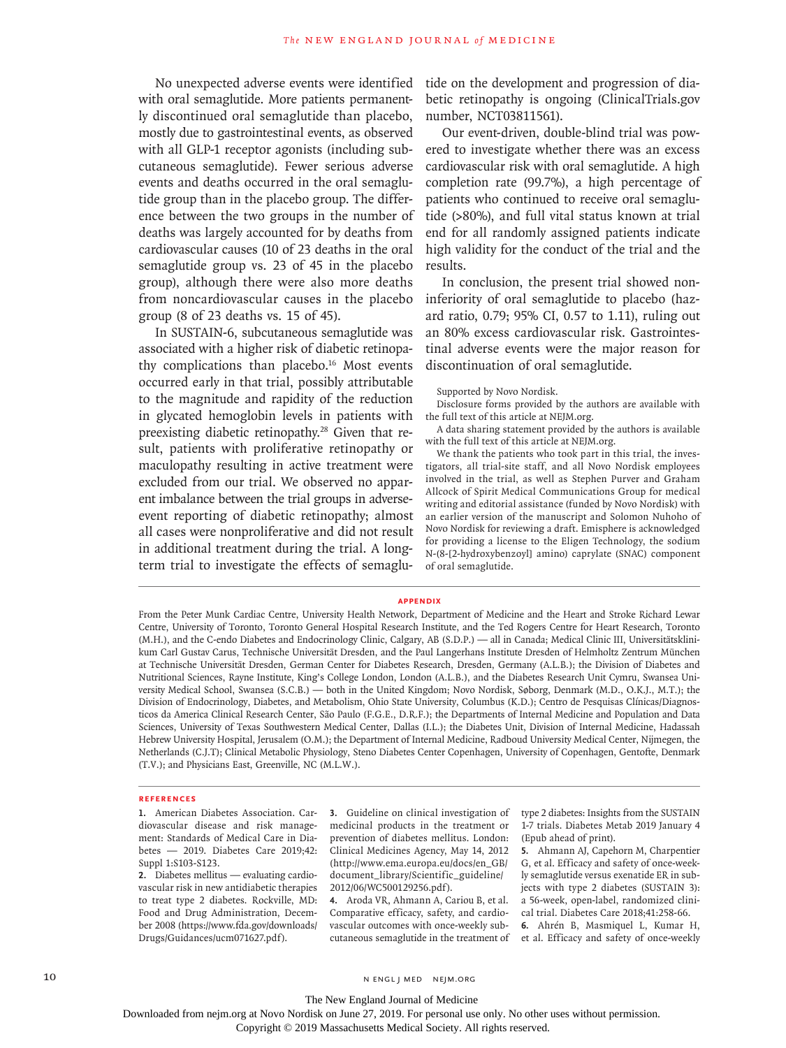No unexpected adverse events were identified with oral semaglutide. More patients permanently discontinued oral semaglutide than placebo, mostly due to gastrointestinal events, as observed with all GLP-1 receptor agonists (including subcutaneous semaglutide). Fewer serious adverse events and deaths occurred in the oral semaglutide group than in the placebo group. The difference between the two groups in the number of deaths was largely accounted for by deaths from cardiovascular causes (10 of 23 deaths in the oral semaglutide group vs. 23 of 45 in the placebo group), although there were also more deaths from noncardiovascular causes in the placebo group (8 of 23 deaths vs. 15 of 45).

In SUSTAIN-6, subcutaneous semaglutide was associated with a higher risk of diabetic retinopathy complications than placebo.[16] Most events occurred early in that trial, possibly attributable to the magnitude and rapidity of the reduction in glycated hemoglobin levels in patients with preexisting diabetic retinopathy.[28] Given that result, patients with proliferative retinopathy or maculopathy resulting in active treatment were excluded from our trial. We observed no apparent imbalance between the trial groups in adverse-event reporting of diabetic retinopathy; almost all cases were nonproliferative and did not result in additional treatment during the trial. A long-term trial to investigate the effects of semaglutide on the development and progression of diabetic retinopathy is ongoing (ClinicalTrials.gov number, NCT03811561).

Our event-driven, double-blind trial was powered to investigate whether there was an excess cardiovascular risk with oral semaglutide. A high completion rate (99.7%), a high percentage of patients who continued to receive oral semaglutide (>80%), and full vital status known at trial end for all randomly assigned patients indicate high validity for the conduct of the trial and the results.

In conclusion, the present trial showed noninferiority of oral semaglutide to placebo (hazard ratio, 0.79; 95% CI, 0.57 to 1.11), ruling out an 80% excess cardiovascular risk. Gastrointestinal adverse events were the major reason for discontinuation of oral semaglutide.

Supported by Novo Nordisk.

Disclosure forms provided by the authors are available with the full text of this article at NEJM.org.

A data sharing statement provided by the authors is available with the full text of this article at NEJM.org.

We thank the patients who took part in this trial, the investigators, all trial-site staff, and all Novo Nordisk employees involved in the trial, as well as Stephen Purver and Graham Allcock of Spirit Medical Communications Group for medical writing and editorial assistance (funded by Novo Nordisk) with an earlier version of the manuscript and Solomon Nuhoho of Novo Nordisk for reviewing a draft. Emisphere is acknowledged for providing a license to the Eligen Technology, the sodium N-(8-[2-hydroxybenzoyl] amino) caprylate (SNAC) component of oral semaglutide.

## APPENDIX

From the Peter Munk Cardiac Centre, University Health Network, Department of Medicine and the Heart and Stroke Richard Lewar Centre, University of Toronto, Toronto General Hospital Research Institute, and the Ted Rogers Centre for Heart Research, Toronto (M.H.), and the C-endo Diabetes and Endocrinology Clinic, Calgary, AB (S.D.P.) — all in Canada; Medical Clinic III, Universitätsklinikum Carl Gustav Carus, Technische Universität Dresden, and the Paul Langerhans Institute Dresden of Helmholtz Zentrum München at Technische Universität Dresden, German Center for Diabetes Research, Dresden, Germany (A.L.B.); the Division of Diabetes and Nutritional Sciences, Rayne Institute, King's College London, London (A.L.B.), and the Diabetes Research Unit Cymru, Swansea University Medical School, Swansea (S.C.B.) — both in the United Kingdom; Novo Nordisk, Søborg, Denmark (M.D., O.K.J., M.T.); the Division of Endocrinology, Diabetes, and Metabolism, Ohio State University, Columbus (K.D.); Centro de Pesquisas Clínicas/Diagnosticos da America Clinical Research Center, São Paulo (F.G.E., D.R.F.); the Departments of Internal Medicine and Population and Data Sciences, University of Texas Southwestern Medical Center, Dallas (I.L.); the Diabetes Unit, Division of Internal Medicine, Hadassah Hebrew University Hospital, Jerusalem (O.M.); the Department of Internal Medicine, Radboud University Medical Center, Nijmegen, the Netherlands (C.J.T); Clinical Metabolic Physiology, Steno Diabetes Center Copenhagen, University of Copenhagen, Gentofte, Denmark (T.V.); and Physicians East, Greenville, NC (M.L.W.).

## REFERENCES

1. American Diabetes Association. Cardiovascular disease and risk management: Standards of Medical Care in Diabetes — 2019. Diabetes Care 2019;42:Suppl 1:S103-S123.
2. Diabetes mellitus — evaluating cardiovascular risk in new antidiabetic therapies to treat type 2 diabetes. Rockville, MD: Food and Drug Administration, December 2008 (https://www.fda.gov/downloads/Drugs/Guidances/ucm071627.pdf).
3. Guideline on clinical investigation of medicinal products in the treatment or prevention of diabetes mellitus. London: Clinical Medicines Agency, May 14, 2012 (http://www.ema.europa.eu/docs/en_GB/document_library/Scientific_guideline/2012/06/WC500129256.pdf).
4. Aroda VR, Ahmann A, Cariou B, et al. Comparative efficacy, safety, and cardiovascular outcomes with once-weekly subcutaneous semaglutide in the treatment of type 2 diabetes: Insights from the SUSTAIN 1-7 trials. Diabetes Metab 2019 January 4 (Epub ahead of print).
5. Ahmann AJ, Capehorn M, Charpentier G, et al. Efficacy and safety of once-weekly semaglutide versus exenatide ER in subjects with type 2 diabetes (SUSTAIN 3): a 56-week, open-label, randomized clinical trial. Diabetes Care 2018;41:258-66.
6. Ahrén B, Masmiquel L, Kumar H, et al. Efficacy and safety of once-weekly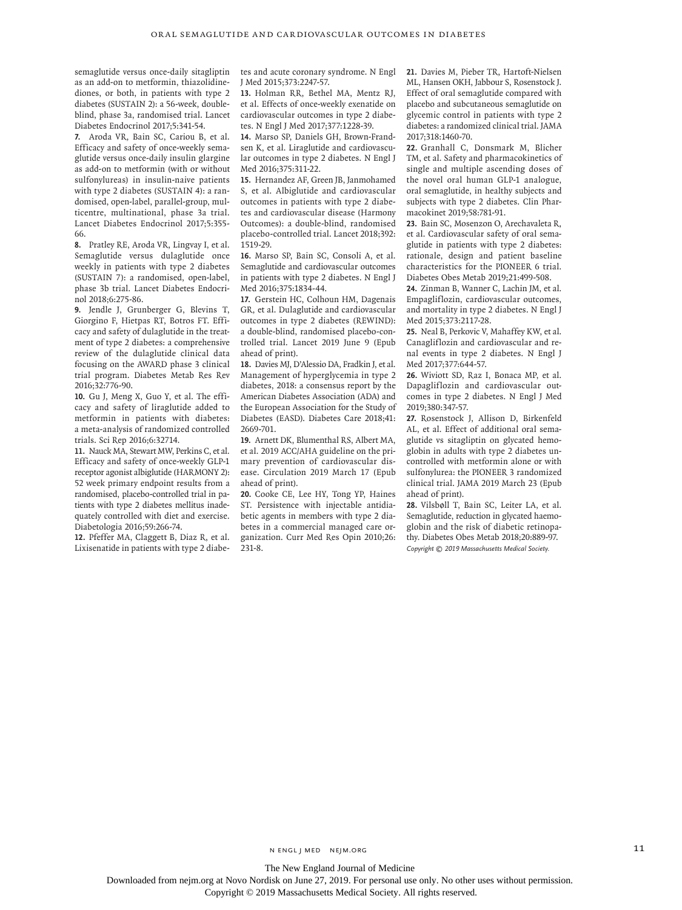semaglutide versus once-daily sitagliptin as an add-on to metformin, thiazolidinediones, or both, in patients with type 2 diabetes (SUSTAIN 2): a 56-week, double-blind, phase 3a, randomised trial. Lancet Diabetes Endocrinol 2017;5:341-54.

**7.** Aroda VR, Bain SC, Cariou B, et al. Efficacy and safety of once-weekly semaglutide versus once-daily insulin glargine as add-on to metformin (with or without sulfonylureas) in insulin-naive patients with type 2 diabetes (SUSTAIN 4): a randomised, open-label, parallel-group, multicentre, multinational, phase 3a trial. Lancet Diabetes Endocrinol 2017;5:355-66.

**8.** Pratley RE, Aroda VR, Lingvay I, et al. Semaglutide versus dulaglutide once weekly in patients with type 2 diabetes (SUSTAIN 7): a randomised, open-label, phase 3b trial. Lancet Diabetes Endocrinol 2018;6:275-86.

**9.** Jendle J, Grunberger G, Blevins T, Giorgino F, Hietpas RT, Botros FT. Efficacy and safety of dulaglutide in the treatment of type 2 diabetes: a comprehensive review of the dulaglutide clinical data focusing on the AWARD phase 3 clinical trial program. Diabetes Metab Res Rev 2016;32:776-90.

**10.** Gu J, Meng X, Guo Y, et al. The efficacy and safety of liraglutide added to metformin in patients with diabetes: a meta-analysis of randomized controlled trials. Sci Rep 2016;6:32714.

**11.** Nauck MA, Stewart MW, Perkins C, et al. Efficacy and safety of once-weekly GLP-1 receptor agonist albiglutide (HARMONY 2): 52 week primary endpoint results from a randomised, placebo-controlled trial in patients with type 2 diabetes mellitus inadequately controlled with diet and exercise. Diabetologia 2016;59:266-74.

**12.** Pfeffer MA, Claggett B, Diaz R, et al. Lixisenatide in patients with type 2 diabetes and acute coronary syndrome. N Engl J Med 2015;373:2247-57.

**13.** Holman RR, Bethel MA, Mentz RJ, et al. Effects of once-weekly exenatide on cardiovascular outcomes in type 2 diabetes. N Engl J Med 2017;377:1228-39.

**14.** Marso SP, Daniels GH, Brown-Frandsen K, et al. Liraglutide and cardiovascular outcomes in type 2 diabetes. N Engl J Med 2016;375:311-22.

**15.** Hernandez AF, Green JB, Janmohamed S, et al. Albiglutide and cardiovascular outcomes in patients with type 2 diabetes and cardiovascular disease (Harmony Outcomes): a double-blind, randomised placebo-controlled trial. Lancet 2018;392:1519-29.

**16.** Marso SP, Bain SC, Consoli A, et al. Semaglutide and cardiovascular outcomes in patients with type 2 diabetes. N Engl J Med 2016;375:1834-44.

**17.** Gerstein HC, Colhoun HM, Dagenais GR, et al. Dulaglutide and cardiovascular outcomes in type 2 diabetes (REWIND): a double-blind, randomised placebo-controlled trial. Lancet 2019 June 9 (Epub ahead of print).

**18.** Davies MJ, D'Alessio DA, Fradkin J, et al. Management of hyperglycemia in type 2 diabetes, 2018: a consensus report by the American Diabetes Association (ADA) and the European Association for the Study of Diabetes (EASD). Diabetes Care 2018;41:2669-701.

**19.** Arnett DK, Blumenthal RS, Albert MA, et al. 2019 ACC/AHA guideline on the primary prevention of cardiovascular disease. Circulation 2019 March 17 (Epub ahead of print).

**20.** Cooke CE, Lee HY, Tong YP, Haines ST. Persistence with injectable antidiabetic agents in members with type 2 diabetes in a commercial managed care organization. Curr Med Res Opin 2010;26:231-8.

**21.** Davies M, Pieber TR, Hartoft-Nielsen ML, Hansen OKH, Jabbour S, Rosenstock J. Effect of oral semaglutide compared with placebo and subcutaneous semaglutide on glycemic control in patients with type 2 diabetes: a randomized clinical trial. JAMA 2017;318:1460-70.

**22.** Granhall C, Donsmark M, Blicher TM, et al. Safety and pharmacokinetics of single and multiple ascending doses of the novel oral human GLP-1 analogue, oral semaglutide, in healthy subjects and subjects with type 2 diabetes. Clin Pharmacokinet 2019;58:781-91.

**23.** Bain SC, Mosenzon O, Arechavaleta R, et al. Cardiovascular safety of oral semaglutide in patients with type 2 diabetes: rationale, design and patient baseline characteristics for the PIONEER 6 trial. Diabetes Obes Metab 2019;21:499-508.

**24.** Zinman B, Wanner C, Lachin JM, et al. Empagliflozin, cardiovascular outcomes, and mortality in type 2 diabetes. N Engl J Med 2015;373:2117-28.

**25.** Neal B, Perkovic V, Mahaffey KW, et al. Canagliflozin and cardiovascular and renal events in type 2 diabetes. N Engl J Med 2017;377:644-57.

**26.** Wiviott SD, Raz I, Bonaca MP, et al. Dapagliflozin and cardiovascular outcomes in type 2 diabetes. N Engl J Med 2019;380:347-57.

**27.** Rosenstock J, Allison D, Birkenfeld AL, et al. Effect of additional oral semaglutide vs sitagliptin on glycated hemoglobin in adults with type 2 diabetes uncontrolled with metformin alone or with sulfonylurea: the PIONEER 3 randomized clinical trial. JAMA 2019 March 23 (Epub ahead of print).

**28.** Vilsbøll T, Bain SC, Leiter LA, et al. Semaglutide, reduction in glycated haemoglobin and the risk of diabetic retinopathy. Diabetes Obes Metab 2018;20:889-97.

*Copyright © 2019 Massachusetts Medical Society.*